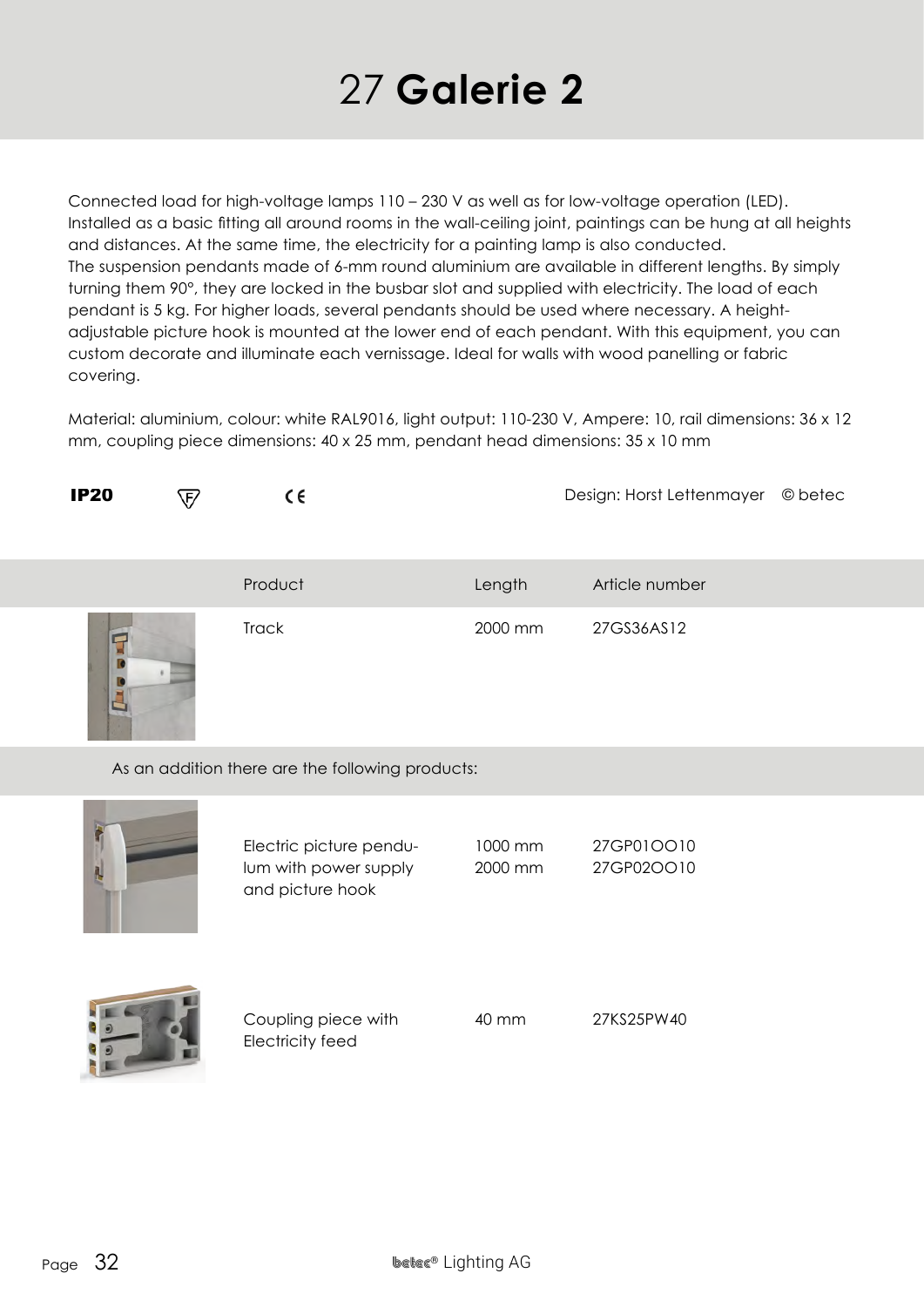# 27 **Galerie 2**

Connected load for high-voltage lamps 110 – 230 V as well as for low-voltage operation (LED). Installed as a basic fitting all around rooms in the wall-ceiling joint, paintings can be hung at all heights and distances. At the same time, the electricity for a painting lamp is also conducted.
The suspension pendants made of 6-mm round aluminium are available in different lengths. By simply turning them 90°, they are locked in the busbar slot and supplied with electricity. The load of each pendant is 5 kg. For higher loads, several pendants should be used where necessary. A height-adjustable picture hook is mounted at the lower end of each pendant. With this equipment, you can custom decorate and illuminate each vernissage. Ideal for walls with wood panelling or fabric covering.

Material: aluminium, colour: white RAL9016, light output: 110-230 V, Ampere: 10, rail dimensions: 36 x 12 mm, coupling piece dimensions: 40 x 25 mm, pendant head dimensions: 35 x 10 mm

**IP20** F CE Design: Horst Lettenmayer © betec

| Product | Length | Article number |
|---|---|---|
| Track | 2000 mm | 27GS36AS12 |
| **As an addition there are the following products:** | | |
| Electric picture pendulum with power supply and picture hook | 1000 mm<br>2000 mm | 27GP01OO10<br>27GP02OO10 |
| Coupling piece with Electricity feed | 40 mm | 27KS25PW40 |

betec® Lighting AG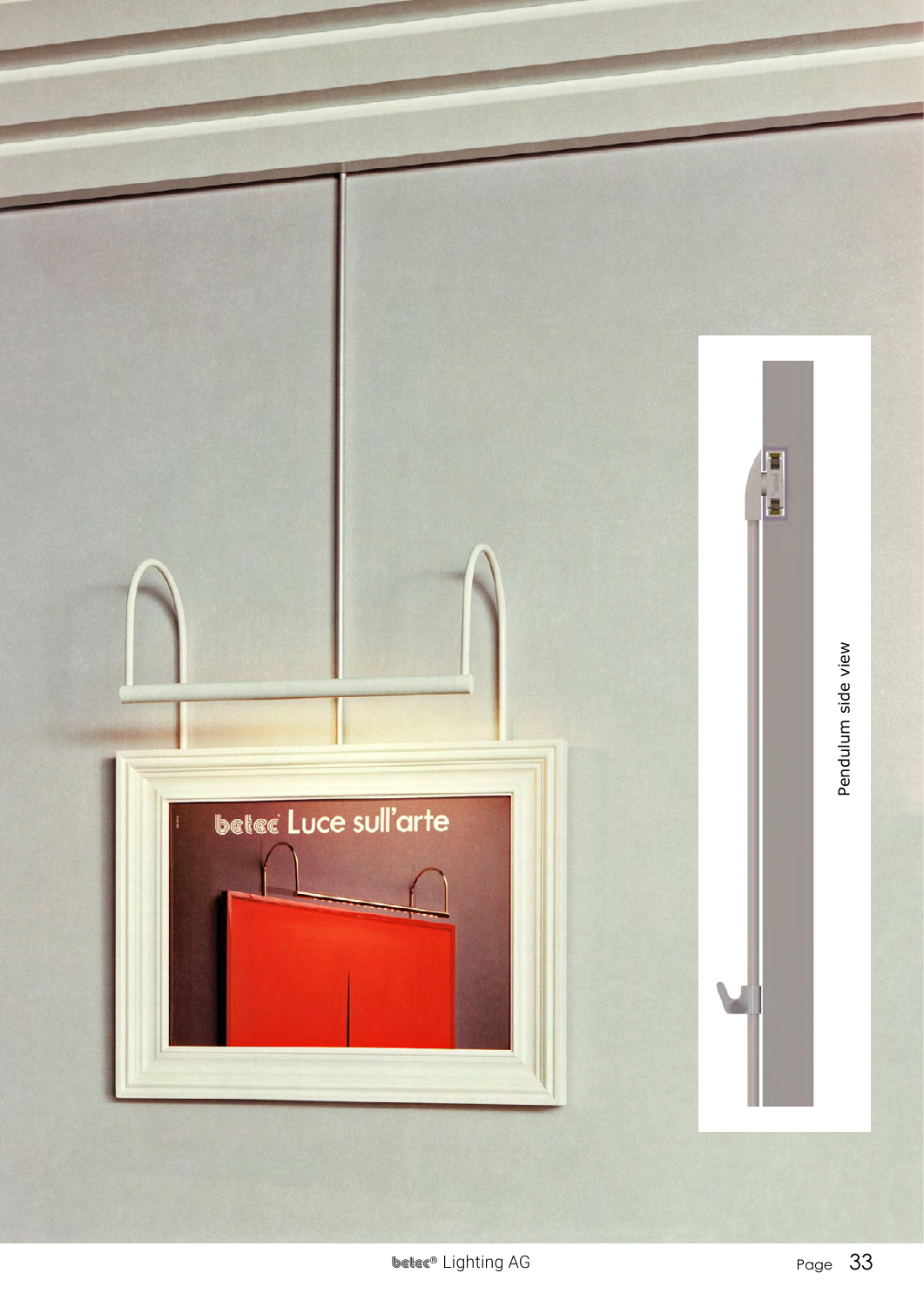Pendulum side view